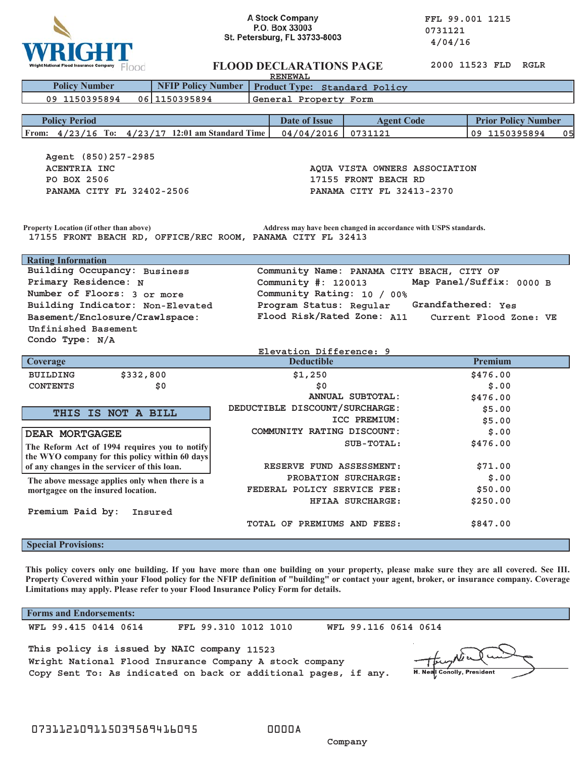**WRIGHT** Wright National Flood Insurance Company Flood

A Stock Company
P.O. Box 33003
St. Petersburg, FL 33733-8003

FFL 99.001 1215
0731121
4/04/16

# FLOOD DECLARATIONS PAGE

RENEWAL

2000 11523 FLD RGLR

| Policy Number | NFIP Policy Number | Product Type: Standard Policy |
|---|---|---|
| 09 1150395894 06 | 1150395894 | General Property Form |

| Policy Period | Date of Issue | Agent Code | Prior Policy Number |
|---|---|---|---|
| From: 4/23/16 To: 4/23/17 12:01 am Standard Time | 04/04/2016 | 0731121 | 09 1150395894 05 |

Agent (850)257-2985
ACENTRIA INC
PO BOX 2506
PANAMA CITY FL 32402-2506

AQUA VISTA OWNERS ASSOCIATION
17155 FRONT BEACH RD
PANAMA CITY FL 32413-2370

Property Location (if other than above)
17155 FRONT BEACH RD, OFFICE/REC ROOM, PANAMA CITY FL 32413

Address may have been changed in accordance with USPS standards.

**Rating Information**

Building Occupancy: Business
Primary Residence: N
Number of Floors: 3 or more
Building Indicator: Non-Elevated
Basement/Enclosure/Crawlspace: Unfinished Basement
Condo Type: N/A

Community Name: PANAMA CITY BEACH, CITY OF
Community #: 120013 Map Panel/Suffix: 0000 B
Community Rating: 10 / 00%
Program Status: Regular Grandfathered: Yes
Flood Risk/Rated Zone: A11 Current Flood Zone: VE

Elevation Difference: 9

| Coverage | | Deductible | Premium |
|---|---|---|---|
| BUILDING | $332,800 | $1,250 | $476.00 |
| CONTENTS | $0 | $0 | $.00 |
| | | ANNUAL SUBTOTAL: | $476.00 |
| | | DEDUCTIBLE DISCOUNT/SURCHARGE: | $5.00 |
| | | ICC PREMIUM: | $5.00 |
| | | COMMUNITY RATING DISCOUNT: | $.00 |
| | | SUB-TOTAL: | $476.00 |
| | | RESERVE FUND ASSESSMENT: | $71.00 |
| | | PROBATION SURCHARGE: | $.00 |
| | | FEDERAL POLICY SERVICE FEE: | $50.00 |
| | | HFIAA SURCHARGE: | $250.00 |
| | | TOTAL OF PREMIUMS AND FEES: | $847.00 |

**THIS IS NOT A BILL**

**DEAR MORTGAGEE**

The Reform Act of 1994 requires you to notify the WYO company for this policy within 60 days of any changes in the servicer of this loan.

The above message applies only when there is a mortgagee on the insured location.

Premium Paid by: Insured

**Special Provisions:**

This policy covers only one building. If you have more than one building on your property, please make sure they are all covered. See III. Property Covered within your Flood policy for the NFIP definition of "building" or contact your agent, broker, or insurance company. Coverage Limitations may apply. Please refer to your Flood Insurance Policy Form for details.

**Forms and Endorsements:**

WFL 99.415 0414 0614 FFL 99.310 1012 1010 WFL 99.116 0614 0614

This policy is issued by NAIC company 11523
Wright National Flood Insurance Company A stock company
Copy Sent To: As indicated on back or additional pages, if any.

H. Neal Conolly, President

07311210911503958941609​5 0000A

Company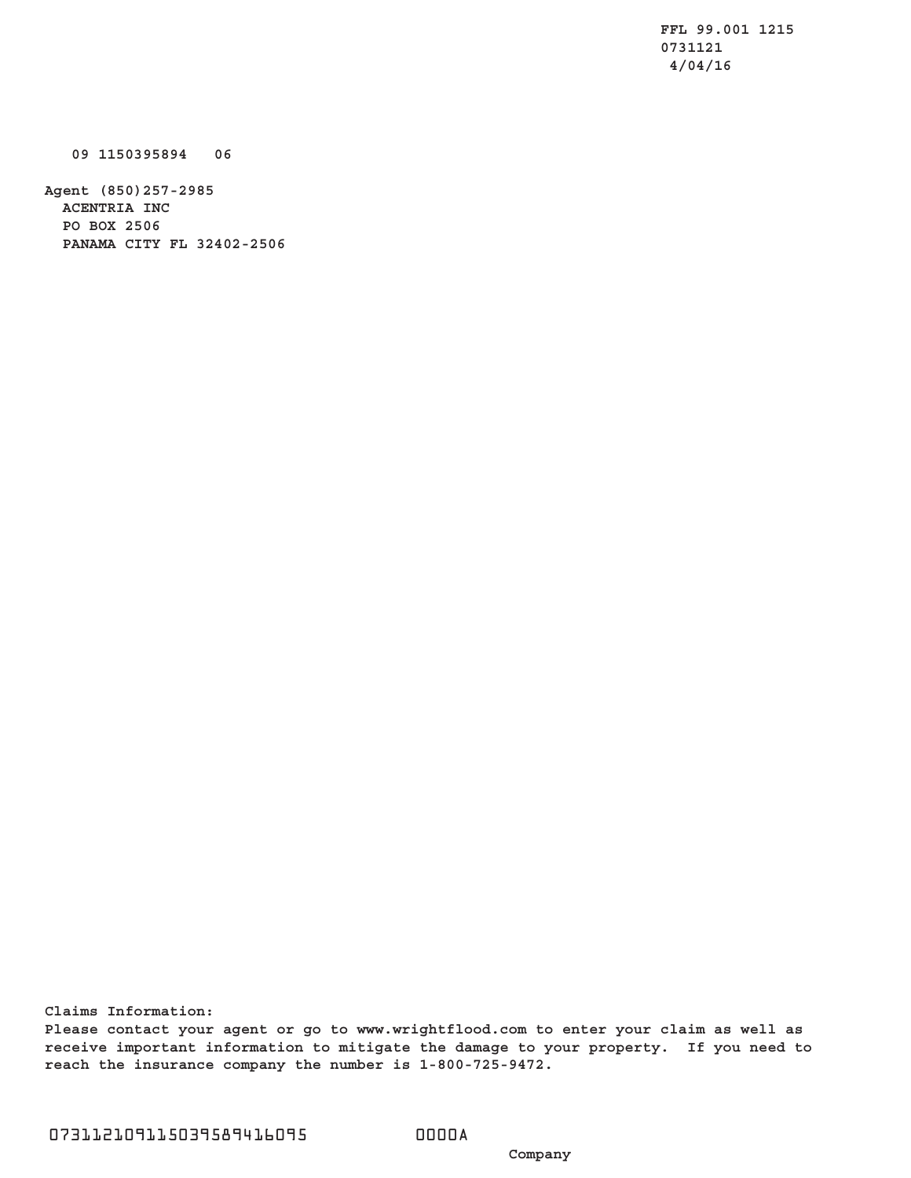FFL 99.001 1215
0731121
4/04/16

09 1150395894 06

Agent (850)257-2985
ACENTRIA INC
PO BOX 2506
PANAMA CITY FL 32402-2506

Claims Information:
Please contact your agent or go to www.wrightflood.com to enter your claim as well as receive important information to mitigate the damage to your property. If you need to reach the insurance company the number is 1-800-725-9472.

07311210911503958941609​5 0000A

Company